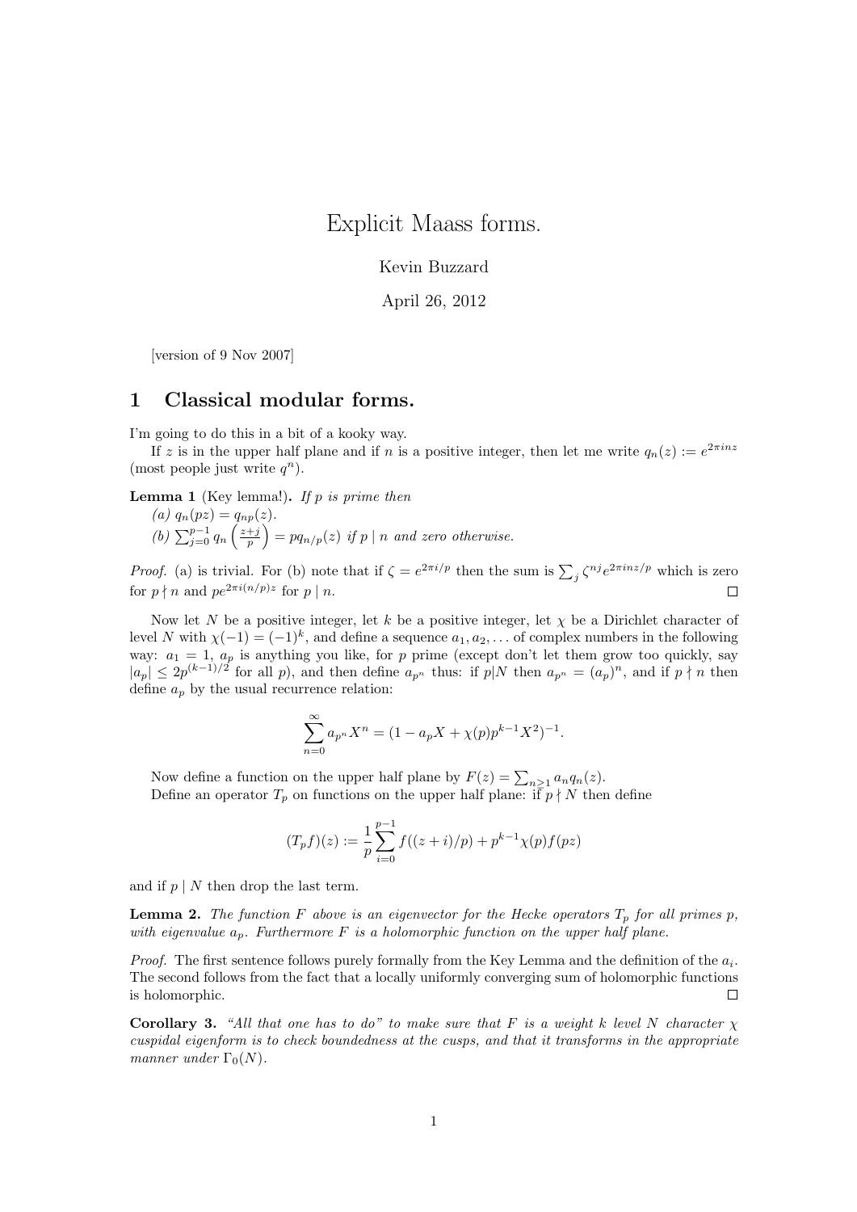# Explicit Maass forms.

Kevin Buzzard

April 26, 2012

[version of 9 Nov 2007]

## 1 Classical modular forms.

I'm going to do this in a bit of a kooky way.

If $z$ is in the upper half plane and if $n$ is a positive integer, then let me write $q_n(z) := e^{2\pi i n z}$ (most people just write $q^n$).

**Lemma 1** (Key lemma!). *If $p$ is prime then*

*(a) $q_n(pz) = q_{np}(z)$.*

*(b) $\sum_{j=0}^{p-1} q_n\left(\frac{z+j}{p}\right) = p q_{n/p}(z)$ if $p \mid n$ and zero otherwise.*

*Proof.* (a) is trivial. For (b) note that if $\zeta = e^{2\pi i/p}$ then the sum is $\sum_j \zeta^{nj} e^{2\pi i n z/p}$ which is zero for $p \nmid n$ and $p e^{2\pi i (n/p) z}$ for $p \mid n$. ∎

Now let $N$ be a positive integer, let $k$ be a positive integer, let $\chi$ be a Dirichlet character of level $N$ with $\chi(-1) = (-1)^k$, and define a sequence $a_1, a_2, \ldots$ of complex numbers in the following way: $a_1 = 1$, $a_p$ is anything you like, for $p$ prime (except don't let them grow too quickly, say $|a_p| \leq 2p^{(k-1)/2}$ for all $p$), and then define $a_{p^n}$ thus: if $p \mid N$ then $a_{p^n} = (a_p)^n$, and if $p \nmid n$ then define $a_p$ by the usual recurrence relation:

$$\sum_{n=0}^{\infty} a_{p^n} X^n = (1 - a_p X + \chi(p) p^{k-1} X^2)^{-1}.$$

Now define a function on the upper half plane by $F(z) = \sum_{n \geq 1} a_n q_n(z)$.

Define an operator $T_p$ on functions on the upper half plane: if $p \nmid N$ then define

$$(T_p f)(z) := \frac{1}{p} \sum_{i=0}^{p-1} f((z+i)/p) + p^{k-1} \chi(p) f(pz)$$

and if $p \mid N$ then drop the last term.

**Lemma 2.** *The function $F$ above is an eigenvector for the Hecke operators $T_p$ for all primes $p$, with eigenvalue $a_p$. Furthermore $F$ is a holomorphic function on the upper half plane.*

*Proof.* The first sentence follows purely formally from the Key Lemma and the definition of the $a_i$. The second follows from the fact that a locally uniformly converging sum of holomorphic functions is holomorphic. ∎

**Corollary 3.** *"All that one has to do" to make sure that $F$ is a weight $k$ level $N$ character $\chi$ cuspidal eigenform is to check boundedness at the cusps, and that it transforms in the appropriate manner under $\Gamma_0(N)$.*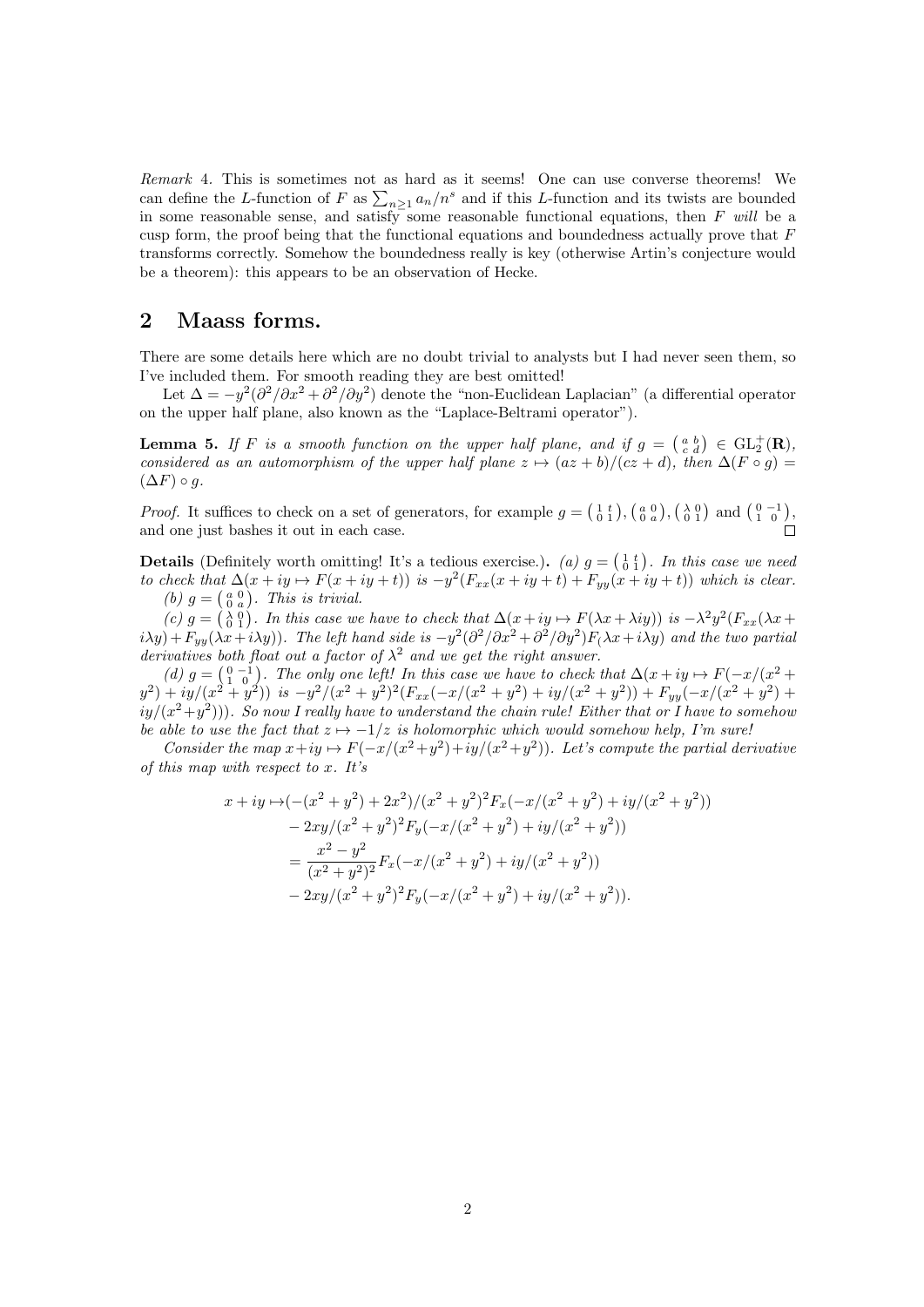*Remark* 4. This is sometimes not as hard as it seems! One can use converse theorems! We can define the $L$-function of $F$ as $\sum_{n\geq 1} a_n/n^s$ and if this $L$-function and its twists are bounded in some reasonable sense, and satisfy some reasonable functional equations, then $F$ *will* be a cusp form, the proof being that the functional equations and boundedness actually prove that $F$ transforms correctly. Somehow the boundedness really is key (otherwise Artin's conjecture would be a theorem): this appears to be an observation of Hecke.

## 2 Maass forms.

There are some details here which are no doubt trivial to analysts but I had never seen them, so I've included them. For smooth reading they are best omitted!

Let $\Delta = -y^2(\partial^2/\partial x^2 + \partial^2/\partial y^2)$ denote the "non-Euclidean Laplacian" (a differential operator on the upper half plane, also known as the "Laplace-Beltrami operator").

**Lemma 5.** *If $F$ is a smooth function on the upper half plane, and if $g = \left(\begin{smallmatrix} a & b \\ c & d \end{smallmatrix}\right) \in \mathrm{GL}_2^+(\mathbf{R})$, considered as an automorphism of the upper half plane $z \mapsto (az+b)/(cz+d)$, then $\Delta(F \circ g) = (\Delta F) \circ g$.*

*Proof.* It suffices to check on a set of generators, for example $g = \left(\begin{smallmatrix} 1 & t \\ 0 & 1 \end{smallmatrix}\right), \left(\begin{smallmatrix} a & 0 \\ 0 & a \end{smallmatrix}\right), \left(\begin{smallmatrix} \lambda & 0 \\ 0 & 1 \end{smallmatrix}\right)$ and $\left(\begin{smallmatrix} 0 & -1 \\ 1 & 0 \end{smallmatrix}\right)$, and one just bashes it out in each case. ∎

**Details** (Definitely worth omitting! It's a tedious exercise.). *(a) $g = \left(\begin{smallmatrix} 1 & t \\ 0 & 1 \end{smallmatrix}\right)$. In this case we need to check that $\Delta(x+iy \mapsto F(x+iy+t))$ is $-y^2(F_{xx}(x+iy+t) + F_{yy}(x+iy+t))$ which is clear.*

*(b) $g = \left(\begin{smallmatrix} a & 0 \\ 0 & a \end{smallmatrix}\right)$. This is trivial.*

*(c) $g = \left(\begin{smallmatrix} \lambda & 0 \\ 0 & 1 \end{smallmatrix}\right)$. In this case we have to check that $\Delta(x+iy \mapsto F(\lambda x + \lambda iy))$ is $-\lambda^2 y^2(F_{xx}(\lambda x + i\lambda y) + F_{yy}(\lambda x + i\lambda y))$. The left hand side is $-y^2(\partial^2/\partial x^2 + \partial^2/\partial y^2)F(\lambda x + i\lambda y)$ and the two partial derivatives both float out a factor of $\lambda^2$ and we get the right answer.*

*(d) $g = \left(\begin{smallmatrix} 0 & -1 \\ 1 & 0 \end{smallmatrix}\right)$. The only one left! In this case we have to check that $\Delta(x+iy \mapsto F(-x/(x^2+y^2) + iy/(x^2+y^2))$ is $-y^2/(x^2+y^2)^2(F_{xx}(-x/(x^2+y^2) + iy/(x^2+y^2)) + F_{yy}(-x/(x^2+y^2) + iy/(x^2+y^2)))$. So now I really have to understand the chain rule! Either that or I have to somehow be able to use the fact that $z \mapsto -1/z$ is holomorphic which would somehow help, I'm sure!*

*Consider the map $x+iy \mapsto F(-x/(x^2+y^2) + iy/(x^2+y^2))$. Let's compute the partial derivative of this map with respect to $x$. It's*

$$
\begin{aligned}
x+iy \mapsto & (-(x^2+y^2)+2x^2)/(x^2+y^2)^2 F_x(-x/(x^2+y^2)+iy/(x^2+y^2)) \\
& - 2xy/(x^2+y^2)^2 F_y(-x/(x^2+y^2)+iy/(x^2+y^2)) \\
= & \frac{x^2-y^2}{(x^2+y^2)^2} F_x(-x/(x^2+y^2)+iy/(x^2+y^2)) \\
& - 2xy/(x^2+y^2)^2 F_y(-x/(x^2+y^2)+iy/(x^2+y^2)).
\end{aligned}
$$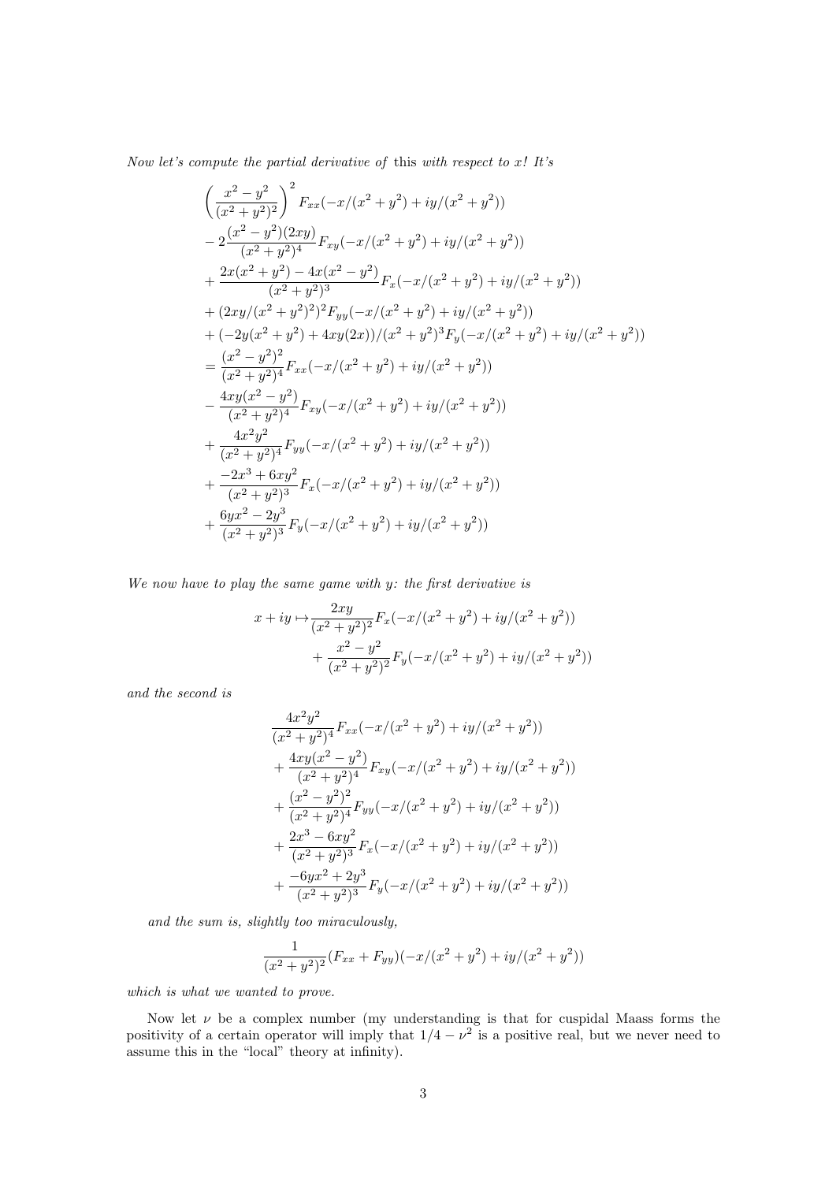*Now let's compute the partial derivative of* this *with respect to $x$! It's*

$$
\begin{aligned}
&\left(\frac{x^2-y^2}{(x^2+y^2)^2}\right)^2 F_{xx}(-x/(x^2+y^2)+iy/(x^2+y^2))\\
&-2\frac{(x^2-y^2)(2xy)}{(x^2+y^2)^4}F_{xy}(-x/(x^2+y^2)+iy/(x^2+y^2))\\
&+\frac{2x(x^2+y^2)-4x(x^2-y^2)}{(x^2+y^2)^3}F_x(-x/(x^2+y^2)+iy/(x^2+y^2))\\
&+(2xy/(x^2+y^2)^2)^2F_{yy}(-x/(x^2+y^2)+iy/(x^2+y^2))\\
&+(-2y(x^2+y^2)+4xy(2x))/(x^2+y^2)^3F_y(-x/(x^2+y^2)+iy/(x^2+y^2))\\
&=\frac{(x^2-y^2)^2}{(x^2+y^2)^4}F_{xx}(-x/(x^2+y^2)+iy/(x^2+y^2))\\
&-\frac{4xy(x^2-y^2)}{(x^2+y^2)^4}F_{xy}(-x/(x^2+y^2)+iy/(x^2+y^2))\\
&+\frac{4x^2y^2}{(x^2+y^2)^4}F_{yy}(-x/(x^2+y^2)+iy/(x^2+y^2))\\
&+\frac{-2x^3+6xy^2}{(x^2+y^2)^3}F_x(-x/(x^2+y^2)+iy/(x^2+y^2))\\
&+\frac{6yx^2-2y^3}{(x^2+y^2)^3}F_y(-x/(x^2+y^2)+iy/(x^2+y^2))
\end{aligned}
$$

*We now have to play the same game with $y$: the first derivative is*

$$
\begin{aligned}
x+iy\mapsto&\frac{2xy}{(x^2+y^2)^2}F_x(-x/(x^2+y^2)+iy/(x^2+y^2))\\
&+\frac{x^2-y^2}{(x^2+y^2)^2}F_y(-x/(x^2+y^2)+iy/(x^2+y^2))
\end{aligned}
$$

*and the second is*

$$
\begin{aligned}
&\frac{4x^2y^2}{(x^2+y^2)^4}F_{xx}(-x/(x^2+y^2)+iy/(x^2+y^2))\\
&+\frac{4xy(x^2-y^2)}{(x^2+y^2)^4}F_{xy}(-x/(x^2+y^2)+iy/(x^2+y^2))\\
&+\frac{(x^2-y^2)^2}{(x^2+y^2)^4}F_{yy}(-x/(x^2+y^2)+iy/(x^2+y^2))\\
&+\frac{2x^3-6xy^2}{(x^2+y^2)^3}F_x(-x/(x^2+y^2)+iy/(x^2+y^2))\\
&+\frac{-6yx^2+2y^3}{(x^2+y^2)^3}F_y(-x/(x^2+y^2)+iy/(x^2+y^2))
\end{aligned}
$$

*and the sum is, slightly too miraculously,*

$$
\frac{1}{(x^2+y^2)^2}(F_{xx}+F_{yy})(-x/(x^2+y^2)+iy/(x^2+y^2))
$$

*which is what we wanted to prove.*

Now let $\nu$ be a complex number (my understanding is that for cuspidal Maass forms the positivity of a certain operator will imply that $1/4-\nu^2$ is a positive real, but we never need to assume this in the "local" theory at infinity).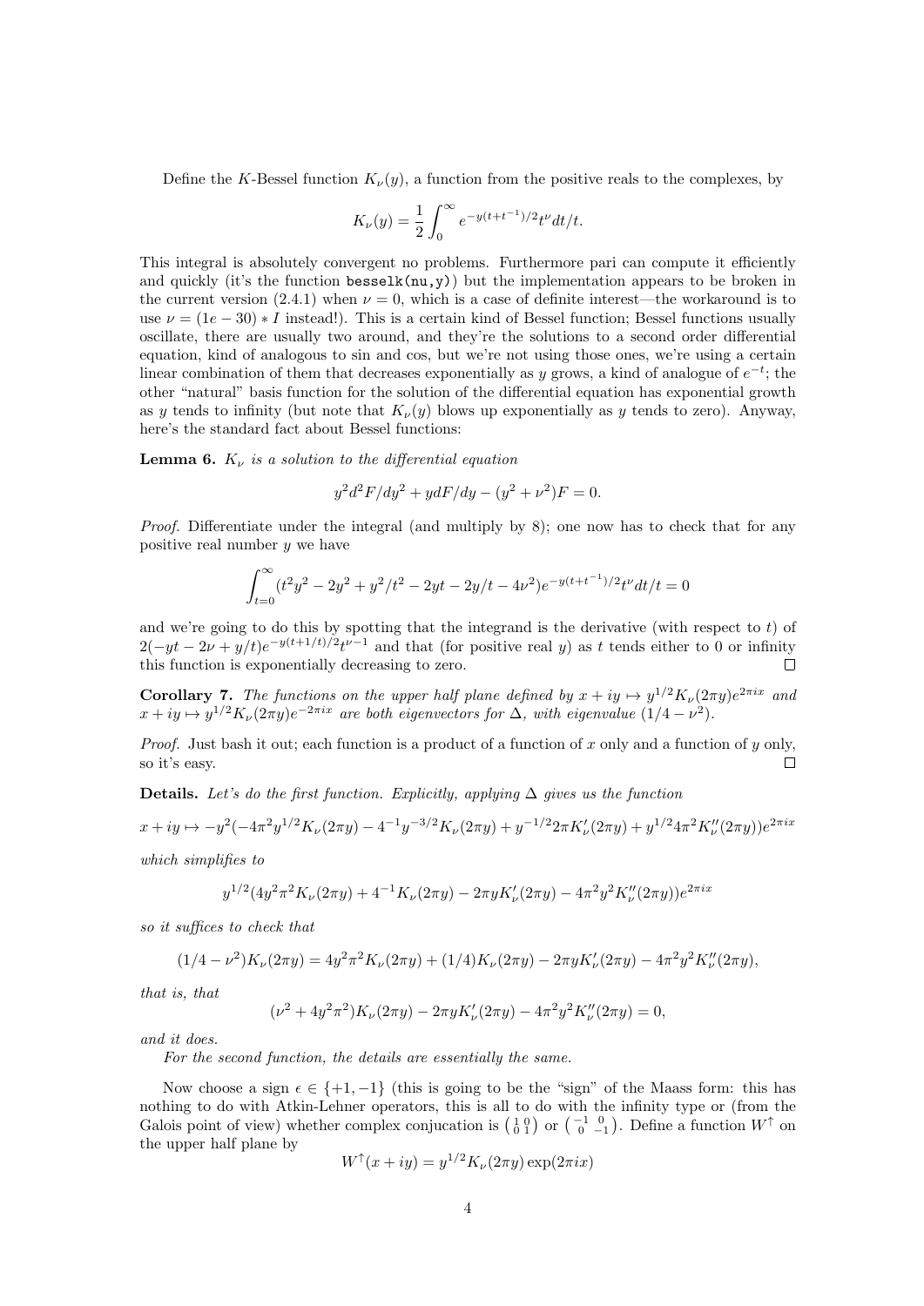Define the $K$-Bessel function $K_\nu(y)$, a function from the positive reals to the complexes, by

$$K_\nu(y) = \frac{1}{2}\int_0^\infty e^{-y(t+t^{-1})/2} t^\nu dt/t.$$

This integral is absolutely convergent no problems. Furthermore pari can compute it efficiently and quickly (it's the function `besselk(nu,y)`) but the implementation appears to be broken in the current version (2.4.1) when $\nu = 0$, which is a case of definite interest—the workaround is to use $\nu = (1e-30) * I$ instead!). This is a certain kind of Bessel function; Bessel functions usually oscillate, there are usually two around, and they're the solutions to a second order differential equation, kind of analogous to sin and cos, but we're not using those ones, we're using a certain linear combination of them that decreases exponentially as $y$ grows, a kind of analogue of $e^{-t}$; the other "natural" basis function for the solution of the differential equation has exponential growth as $y$ tends to infinity (but note that $K_\nu(y)$ blows up exponentially as $y$ tends to zero). Anyway, here's the standard fact about Bessel functions:

**Lemma 6.** *$K_\nu$ is a solution to the differential equation*

$$y^2 d^2F/dy^2 + y dF/dy - (y^2 + \nu^2)F = 0.$$

*Proof.* Differentiate under the integral (and multiply by 8); one now has to check that for any positive real number $y$ we have

$$\int_{t=0}^\infty (t^2y^2 - 2y^2 + y^2/t^2 - 2yt - 2y/t - 4\nu^2)e^{-y(t+t^{-1})/2} t^\nu dt/t = 0$$

and we're going to do this by spotting that the integrand is the derivative (with respect to $t$) of $2(-yt - 2\nu + y/t)e^{-y(t+1/t)/2}t^{\nu-1}$ and that (for positive real $y$) as $t$ tends either to 0 or infinity this function is exponentially decreasing to zero. □

**Corollary 7.** *The functions on the upper half plane defined by $x + iy \mapsto y^{1/2}K_\nu(2\pi y)e^{2\pi i x}$ and $x + iy \mapsto y^{1/2}K_\nu(2\pi y)e^{-2\pi i x}$ are both eigenvectors for $\Delta$, with eigenvalue $(1/4 - \nu^2)$.*

*Proof.* Just bash it out; each function is a product of a function of $x$ only and a function of $y$ only, so it's easy. □

**Details.** *Let's do the first function. Explicitly, applying $\Delta$ gives us the function*

$$x + iy \mapsto -y^2(-4\pi^2 y^{1/2}K_\nu(2\pi y) - 4^{-1}y^{-3/2}K_\nu(2\pi y) + y^{-1/2}2\pi K_\nu'(2\pi y) + y^{1/2}4\pi^2 K_\nu''(2\pi y))e^{2\pi i x}$$

*which simplifies to*

$$y^{1/2}(4y^2\pi^2 K_\nu(2\pi y) + 4^{-1}K_\nu(2\pi y) - 2\pi y K_\nu'(2\pi y) - 4\pi^2 y^2 K_\nu''(2\pi y))e^{2\pi i x}$$

*so it suffices to check that*

$$(1/4 - \nu^2)K_\nu(2\pi y) = 4y^2\pi^2 K_\nu(2\pi y) + (1/4)K_\nu(2\pi y) - 2\pi y K_\nu'(2\pi y) - 4\pi^2 y^2 K_\nu''(2\pi y),$$

*that is, that*

$$(\nu^2 + 4y^2\pi^2)K_\nu(2\pi y) - 2\pi y K_\nu'(2\pi y) - 4\pi^2 y^2 K_\nu''(2\pi y) = 0,$$

*and it does.*

*For the second function, the details are essentially the same.*

Now choose a sign $\epsilon \in \{+1, -1\}$ (this is going to be the "sign" of the Maass form: this has nothing to do with Atkin-Lehner operators, this is all to do with the infinity type or (from the Galois point of view) whether complex conjucation is $\left(\begin{smallmatrix}1 & 0\\ 0 & 1\end{smallmatrix}\right)$ or $\left(\begin{smallmatrix}-1 & 0\\ 0 & -1\end{smallmatrix}\right)$. Define a function $W^\uparrow$ on the upper half plane by

$$W^\uparrow(x + iy) = y^{1/2}K_\nu(2\pi y)\exp(2\pi i x)$$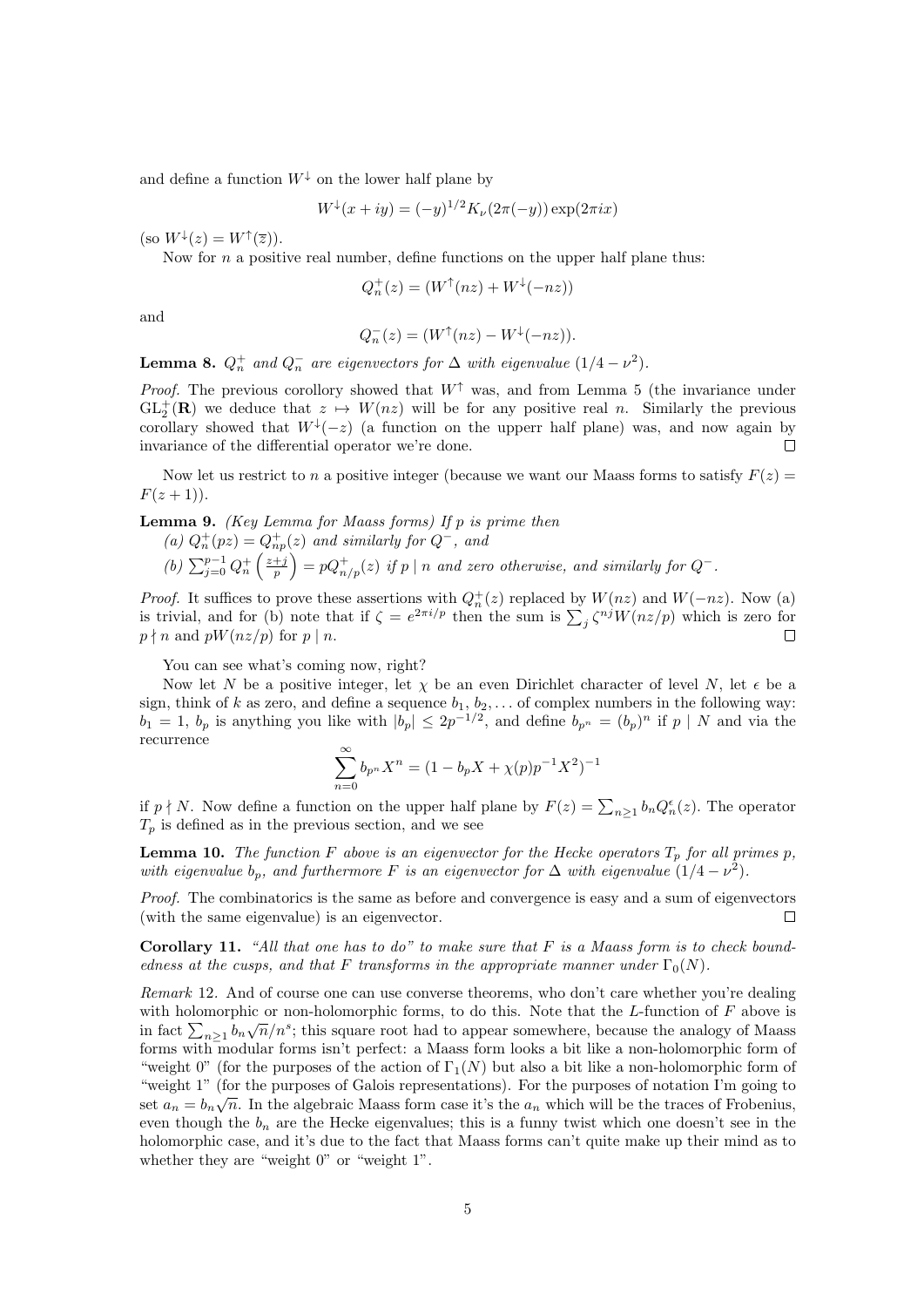and define a function $W^\downarrow$ on the lower half plane by

$$W^\downarrow(x+iy) = (-y)^{1/2}K_\nu(2\pi(-y))\exp(2\pi ix)$$

(so $W^\downarrow(z) = W^\uparrow(\overline{z})$).

Now for $n$ a positive real number, define functions on the upper half plane thus:

$$Q_n^+(z) = (W^\uparrow(nz) + W^\downarrow(-nz))$$

and

$$Q_n^-(z) = (W^\uparrow(nz) - W^\downarrow(-nz)).$$

**Lemma 8.** *$Q_n^+$ and $Q_n^-$ are eigenvectors for $\Delta$ with eigenvalue $(1/4-\nu^2)$.*

*Proof.* The previous corollory showed that $W^\uparrow$ was, and from Lemma 5 (the invariance under $\mathrm{GL}_2^+(\mathbf{R})$ we deduce that $z \mapsto W(nz)$ will be for any positive real $n$. Similarly the previous corollary showed that $W^\downarrow(-z)$ (a function on the upperr half plane) was, and now again by invariance of the differential operator we're done. □

Now let us restrict to $n$ a positive integer (because we want our Maass forms to satisfy $F(z) = F(z+1)$).

**Lemma 9.** *(Key Lemma for Maass forms) If $p$ is prime then*
*(a) $Q_n^+(pz) = Q_{np}^+(z)$ and similarly for $Q^-$, and*
*(b) $\sum_{j=0}^{p-1} Q_n^+\left(\frac{z+j}{p}\right) = pQ_{n/p}^+(z)$ if $p \mid n$ and zero otherwise, and similarly for $Q^-$.*

*Proof.* It suffices to prove these assertions with $Q_n^+(z)$ replaced by $W(nz)$ and $W(-nz)$. Now (a) is trivial, and for (b) note that if $\zeta = e^{2\pi i/p}$ then the sum is $\sum_j \zeta^{nj}W(nz/p)$ which is zero for $p \nmid n$ and $pW(nz/p)$ for $p \mid n$. □

You can see what's coming now, right?

Now let $N$ be a positive integer, let $\chi$ be an even Dirichlet character of level $N$, let $\epsilon$ be a sign, think of $k$ as zero, and define a sequence $b_1, b_2, \ldots$ of complex numbers in the following way: $b_1 = 1$, $b_p$ is anything you like with $|b_p| \leq 2p^{-1/2}$, and define $b_{p^n} = (b_p)^n$ if $p \mid N$ and via the recurrence

$$\sum_{n=0}^{\infty} b_{p^n}X^n = (1 - b_pX + \chi(p)p^{-1}X^2)^{-1}$$

if $p \nmid N$. Now define a function on the upper half plane by $F(z) = \sum_{n\geq 1} b_n Q_n^\epsilon(z)$. The operator $T_p$ is defined as in the previous section, and we see

**Lemma 10.** *The function $F$ above is an eigenvector for the Hecke operators $T_p$ for all primes $p$, with eigenvalue $b_p$, and furthermore $F$ is an eigenvector for $\Delta$ with eigenvalue $(1/4-\nu^2)$.*

*Proof.* The combinatorics is the same as before and convergence is easy and a sum of eigenvectors (with the same eigenvalue) is an eigenvector. □

**Corollary 11.** *"All that one has to do" to make sure that $F$ is a Maass form is to check boundedness at the cusps, and that $F$ transforms in the appropriate manner under $\Gamma_0(N)$.*

*Remark* 12. And of course one can use converse theorems, who don't care whether you're dealing with holomorphic or non-holomorphic forms, to do this. Note that the $L$-function of $F$ above is in fact $\sum_{n\geq 1} b_n\sqrt{n}/n^s$; this square root had to appear somewhere, because the analogy of Maass forms with modular forms isn't perfect: a Maass form looks a bit like a non-holomorphic form of "weight 0" (for the purposes of the action of $\Gamma_1(N)$ but also a bit like a non-holomorphic form of "weight 1" (for the purposes of Galois representations). For the purposes of notation I'm going to set $a_n = b_n\sqrt{n}$. In the algebraic Maass form case it's the $a_n$ which will be the traces of Frobenius, even though the $b_n$ are the Hecke eigenvalues; this is a funny twist which one doesn't see in the holomorphic case, and it's due to the fact that Maass forms can't quite make up their mind as to whether they are "weight 0" or "weight 1".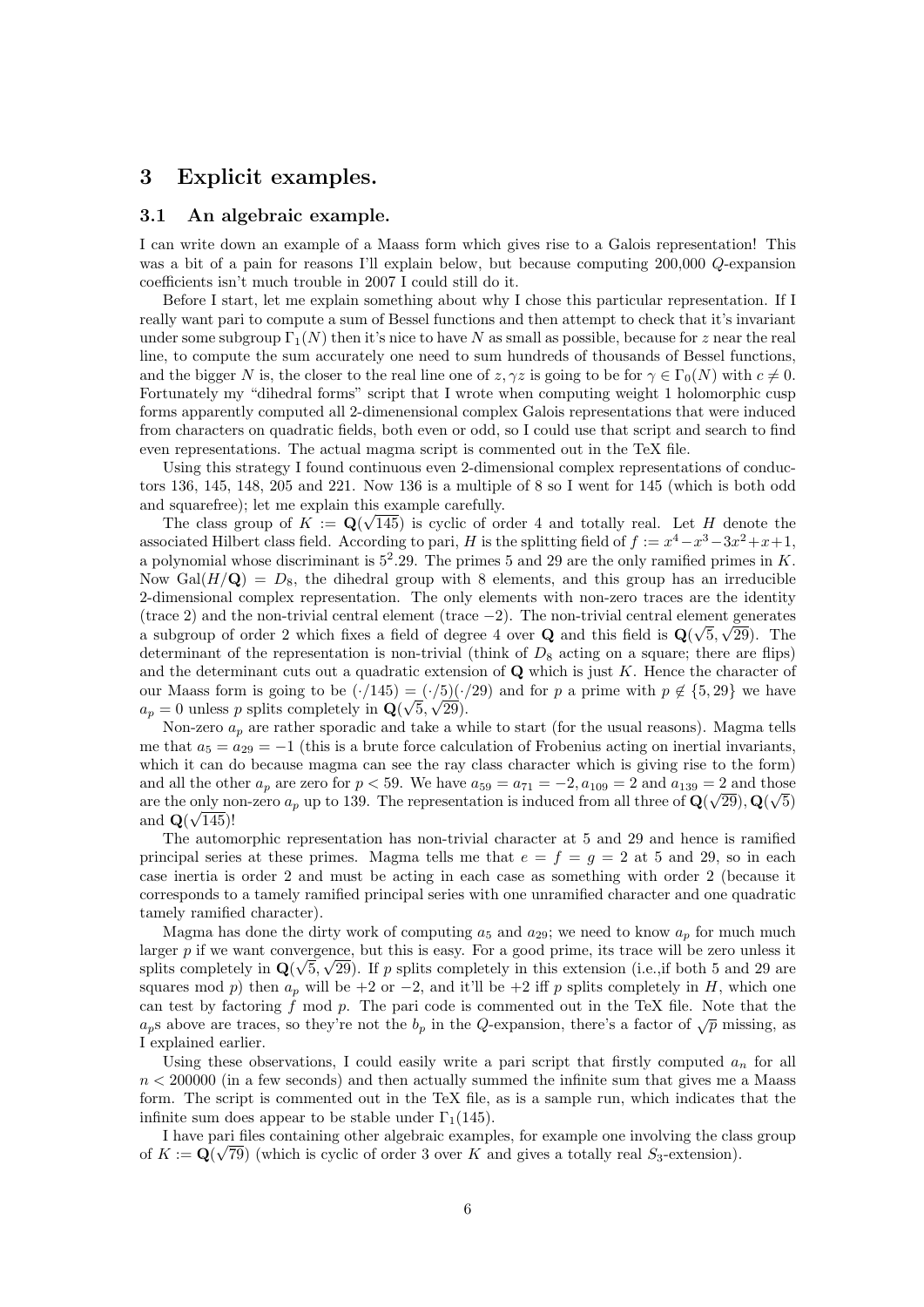## 3 Explicit examples.

### 3.1 An algebraic example.

I can write down an example of a Maass form which gives rise to a Galois representation! This was a bit of a pain for reasons I'll explain below, but because computing 200,000 $Q$-expansion coefficients isn't much trouble in 2007 I could still do it.

Before I start, let me explain something about why I chose this particular representation. If I really want pari to compute a sum of Bessel functions and then attempt to check that it's invariant under some subgroup $\Gamma_1(N)$ then it's nice to have $N$ as small as possible, because for $z$ near the real line, to compute the sum accurately one need to sum hundreds of thousands of Bessel functions, and the bigger $N$ is, the closer to the real line one of $z, \gamma z$ is going to be for $\gamma \in \Gamma_0(N)$ with $c \neq 0$. Fortunately my "dihedral forms" script that I wrote when computing weight 1 holomorphic cusp forms apparently computed all 2-dimenensional complex Galois representations that were induced from characters on quadratic fields, both even or odd, so I could use that script and search to find even representations. The actual magma script is commented out in the TeX file.

Using this strategy I found continuous even 2-dimensional complex representations of conductors 136, 145, 148, 205 and 221. Now 136 is a multiple of 8 so I went for 145 (which is both odd and squarefree); let me explain this example carefully.

The class group of $K := \mathbf{Q}(\sqrt{145})$ is cyclic of order 4 and totally real. Let $H$ denote the associated Hilbert class field. According to pari, $H$ is the splitting field of $f := x^4 - x^3 - 3x^2 + x + 1$, a polynomial whose discriminant is $5^2.29$. The primes 5 and 29 are the only ramified primes in $K$. Now $\mathrm{Gal}(H/\mathbf{Q}) = D_8$, the dihedral group with 8 elements, and this group has an irreducible 2-dimensional complex representation. The only elements with non-zero traces are the identity (trace 2) and the non-trivial central element (trace $-2$). The non-trivial central element generates a subgroup of order 2 which fixes a field of degree 4 over $\mathbf{Q}$ and this field is $\mathbf{Q}(\sqrt{5}, \sqrt{29})$. The determinant of the representation is non-trivial (think of $D_8$ acting on a square; there are flips) and the determinant cuts out a quadratic extension of $\mathbf{Q}$ which is just $K$. Hence the character of our Maass form is going to be $(\cdot/145) = (\cdot/5)(\cdot/29)$ and for $p$ a prime with $p \notin \{5, 29\}$ we have $a_p = 0$ unless $p$ splits completely in $\mathbf{Q}(\sqrt{5}, \sqrt{29})$.

Non-zero $a_p$ are rather sporadic and take a while to start (for the usual reasons). Magma tells me that $a_5 = a_{29} = -1$ (this is a brute force calculation of Frobenius acting on inertial invariants, which it can do because magma can see the ray class character which is giving rise to the form) and all the other $a_p$ are zero for $p < 59$. We have $a_{59} = a_{71} = -2, a_{109} = 2$ and $a_{139} = 2$ and those are the only non-zero $a_p$ up to 139. The representation is induced from all three of $\mathbf{Q}(\sqrt{29}), \mathbf{Q}(\sqrt{5})$ and $\mathbf{Q}(\sqrt{145})$!

The automorphic representation has non-trivial character at 5 and 29 and hence is ramified principal series at these primes. Magma tells me that $e = f = g = 2$ at 5 and 29, so in each case inertia is order 2 and must be acting in each case as something with order 2 (because it corresponds to a tamely ramified principal series with one unramified character and one quadratic tamely ramified character).

Magma has done the dirty work of computing $a_5$ and $a_{29}$; we need to know $a_p$ for much much larger $p$ if we want convergence, but this is easy. For a good prime, its trace will be zero unless it splits completely in $\mathbf{Q}(\sqrt{5}, \sqrt{29})$. If $p$ splits completely in this extension (i.e.,if both 5 and 29 are squares mod $p$) then $a_p$ will be $+2$ or $-2$, and it'll be $+2$ iff $p$ splits completely in $H$, which one can test by factoring $f$ mod $p$. The pari code is commented out in the TeX file. Note that the $a_p$s above are traces, so they're not the $b_p$ in the $Q$-expansion, there's a factor of $\sqrt{p}$ missing, as I explained earlier.

Using these observations, I could easily write a pari script that firstly computed $a_n$ for all $n < 200000$ (in a few seconds) and then actually summed the infinite sum that gives me a Maass form. The script is commented out in the TeX file, as is a sample run, which indicates that the infinite sum does appear to be stable under $\Gamma_1(145)$.

I have pari files containing other algebraic examples, for example one involving the class group of $K := \mathbf{Q}(\sqrt{79})$ (which is cyclic of order 3 over $K$ and gives a totally real $S_3$-extension).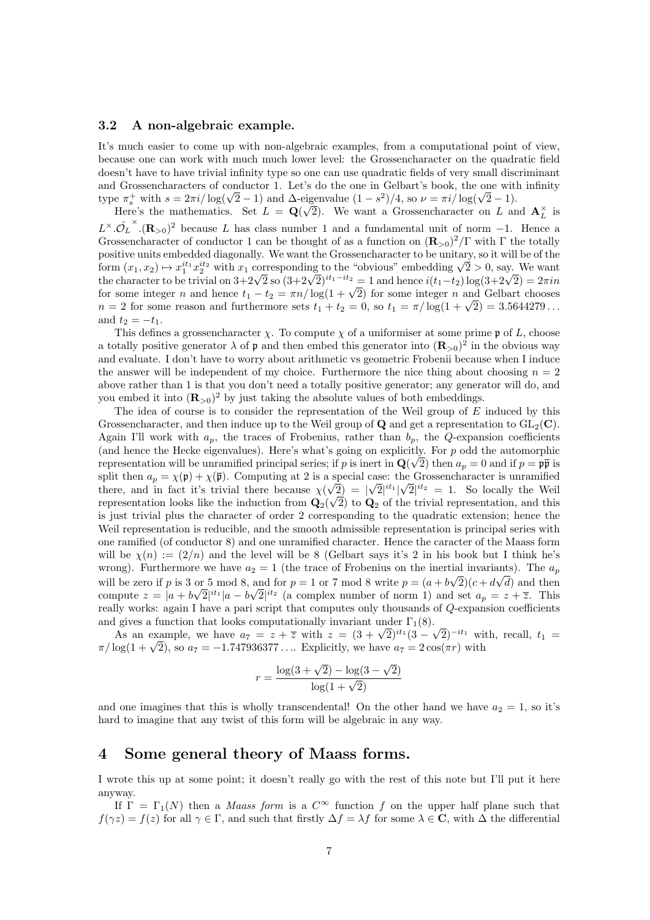### 3.2 A non-algebraic example.

It's much easier to come up with non-algebraic examples, from a computational point of view, because one can work with much much lower level: the Grossencharacter on the quadratic field doesn't have to have trivial infinity type so one can use quadratic fields of very small discriminant and Grossencharacters of conductor 1. Let's do the one in Gelbart's book, the one with infinity type $\pi_s^+$ with $s = 2\pi i/\log(\sqrt{2}-1)$ and $\Delta$-eigenvalue $(1-s^2)/4$, so $\nu = \pi i/\log(\sqrt{2}-1)$.

Here's the mathematics. Set $L = \mathbf{Q}(\sqrt{2})$. We want a Grossencharacter on $L$ and $\mathbf{A}_L^\times$ is $L^\times.\hat{\mathcal{O}_L}^\times.(\mathbf{R}_{>0})^2$ because $L$ has class number 1 and a fundamental unit of norm $-1$. Hence a Grossencharacter of conductor 1 can be thought of as a function on $(\mathbf{R}_{>0})^2/\Gamma$ with $\Gamma$ the totally positive units embedded diagonally. We want the Grossencharacter to be unitary, so it will be of the form $(x_1, x_2) \mapsto x_1^{it_1} x_2^{it_2}$ with $x_1$ corresponding to the "obvious" embedding $\sqrt{2} > 0$, say. We want the character to be trivial on $3+2\sqrt{2}$ so $(3+2\sqrt{2})^{it_1 - it_2} = 1$ and hence $i(t_1-t_2)\log(3+2\sqrt{2}) = 2\pi i n$ for some integer $n$ and hence $t_1 - t_2 = \pi n/\log(1+\sqrt{2})$ for some integer $n$ and Gelbart chooses $n = 2$ for some reason and furthermore sets $t_1 + t_2 = 0$, so $t_1 = \pi/\log(1+\sqrt{2}) = 3.5644279\ldots$ and $t_2 = -t_1$.

This defines a grossencharacter $\chi$. To compute $\chi$ of a uniformiser at some prime $\mathfrak{p}$ of $L$, choose a totally positive generator $\lambda$ of $\mathfrak{p}$ and then embed this generator into $(\mathbf{R}_{>0})^2$ in the obvious way and evaluate. I don't have to worry about arithmetic vs geometric Frobenii because when I induce the answer will be independent of my choice. Furthermore the nice thing about choosing $n = 2$ above rather than 1 is that you don't need a totally positive generator; any generator will do, and you embed it into $(\mathbf{R}_{>0})^2$ by just taking the absolute values of both embeddings.

The idea of course is to consider the representation of the Weil group of $E$ induced by this Grossencharacter, and then induce up to the Weil group of $\mathbf{Q}$ and get a representation to $\mathrm{GL}_2(\mathbf{C})$. Again I'll work with $a_p$, the traces of Frobenius, rather than $b_p$, the $Q$-expansion coefficients (and hence the Hecke eigenvalues). Here's what's going on explicitly. For $p$ odd the automorphic representation will be unramified principal series; if $p$ is inert in $\mathbf{Q}(\sqrt{2})$ then $a_p = 0$ and if $p = \mathfrak{p}\overline{\mathfrak{p}}$ is split then $a_p = \chi(\mathfrak{p}) + \chi(\overline{\mathfrak{p}})$. Computing at 2 is a special case: the Grossencharacter is unramified there, and in fact it's trivial there because $\chi(\sqrt{2}) = |\sqrt{2}|^{it_1}|\sqrt{2}|^{it_2} = 1$. So locally the Weil representation looks like the induction from $\mathbf{Q}_2(\sqrt{2})$ to $\mathbf{Q}_2$ of the trivial representation, and this is just trivial plus the character of order 2 corresponding to the quadratic extension; hence the Weil representation is reducible, and the smooth admissible representation is principal series with one ramified (of conductor 8) and one unramified character. Hence the caracter of the Maass form will be $\chi(n) := (2/n)$ and the level will be 8 (Gelbart says it's 2 in his book but I think he's wrong). Furthermore we have $a_2 = 1$ (the trace of Frobenius on the inertial invariants). The $a_p$ will be zero if $p$ is 3 or 5 mod 8, and for $p = 1$ or 7 mod 8 write $p = (a+b\sqrt{2})(c+d\sqrt{d})$ and then compute $z = |a+b\sqrt{2}|^{it_1}|a-b\sqrt{2}|^{it_2}$ (a complex number of norm 1) and set $a_p = z + \overline{z}$. This really works: again I have a pari script that computes only thousands of $Q$-expansion coefficients and gives a function that looks computationally invariant under $\Gamma_1(8)$.

As an example, we have $a_7 = z + \overline{z}$ with $z = (3+\sqrt{2})^{it_1}(3-\sqrt{2})^{-it_1}$ with, recall, $t_1 = \pi/\log(1+\sqrt{2})$, so $a_7 = -1.747936377\ldots$. Explicitly, we have $a_7 = 2\cos(\pi r)$ with

$$r = \frac{\log(3+\sqrt{2}) - \log(3-\sqrt{2})}{\log(1+\sqrt{2})}$$

and one imagines that this is wholly transcendental! On the other hand we have $a_2 = 1$, so it's hard to imagine that any twist of this form will be algebraic in any way.

# 4 Some general theory of Maass forms.

I wrote this up at some point; it doesn't really go with the rest of this note but I'll put it here anyway.

If $\Gamma = \Gamma_1(N)$ then a *Maass form* is a $C^\infty$ function $f$ on the upper half plane such that $f(\gamma z) = f(z)$ for all $\gamma \in \Gamma$, and such that firstly $\Delta f = \lambda f$ for some $\lambda \in \mathbf{C}$, with $\Delta$ the differential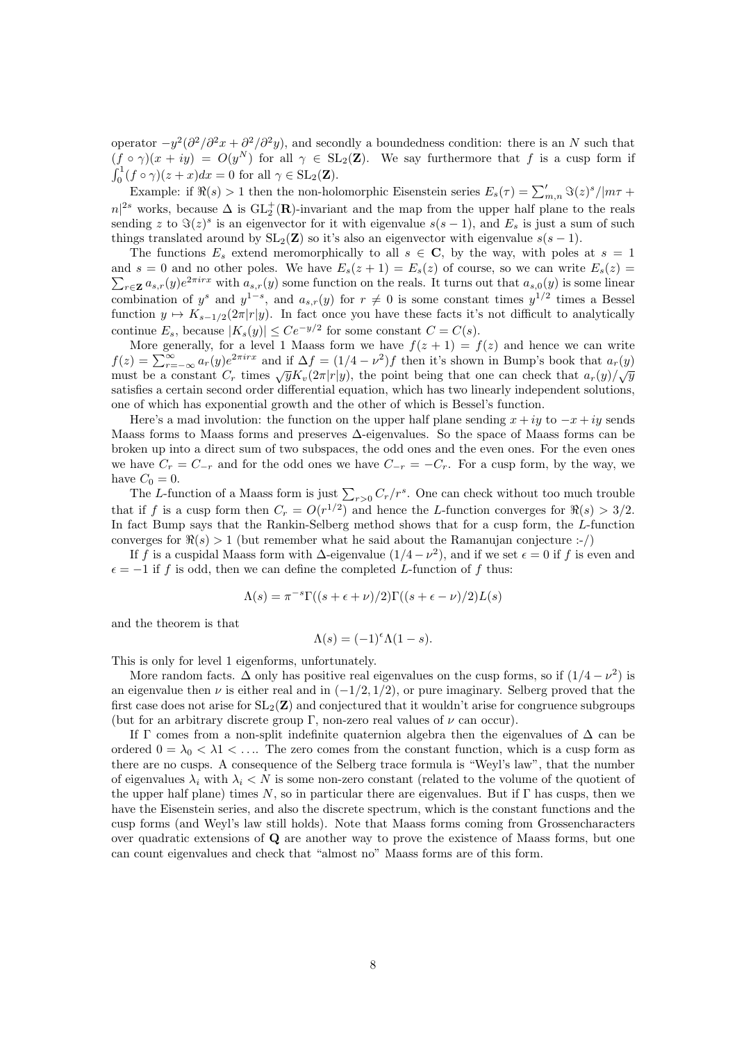operator $-y^2(\partial^2/\partial^2 x + \partial^2/\partial^2 y)$, and secondly a boundedness condition: there is an $N$ such that $(f \circ \gamma)(x+iy) = O(y^N)$ for all $\gamma \in \mathrm{SL}_2(\mathbf{Z})$. We say furthermore that $f$ is a cusp form if $\int_0^1 (f\circ\gamma)(z+x)dx = 0$ for all $\gamma \in \mathrm{SL}_2(\mathbf{Z})$.

Example: if $\Re(s) > 1$ then the non-holomorphic Eisenstein series $E_s(\tau) = \sum'_{m,n} \Im(z)^s/|m\tau + n|^{2s}$ works, because $\Delta$ is $\mathrm{GL}_2^+(\mathbf{R})$-invariant and the map from the upper half plane to the reals sending $z$ to $\Im(z)^s$ is an eigenvector for it with eigenvalue $s(s-1)$, and $E_s$ is just a sum of such things translated around by $\mathrm{SL}_2(\mathbf{Z})$ so it's also an eigenvector with eigenvalue $s(s-1)$.

The functions $E_s$ extend meromorphically to all $s \in \mathbf{C}$, by the way, with poles at $s = 1$ and $s = 0$ and no other poles. We have $E_s(z+1) = E_s(z)$ of course, so we can write $E_s(z) = \sum_{r\in\mathbf{Z}} a_{s,r}(y) e^{2\pi i r x}$ with $a_{s,r}(y)$ some function on the reals. It turns out that $a_{s,0}(y)$ is some linear combination of $y^s$ and $y^{1-s}$, and $a_{s,r}(y)$ for $r \neq 0$ is some constant times $y^{1/2}$ times a Bessel function $y \mapsto K_{s-1/2}(2\pi|r|y)$. In fact once you have these facts it's not difficult to analytically continue $E_s$, because $|K_s(y)| \leq Ce^{-y/2}$ for some constant $C = C(s)$.

More generally, for a level 1 Maass form we have $f(z+1) = f(z)$ and hence we can write $f(z) = \sum_{r=-\infty}^{\infty} a_r(y) e^{2\pi i r x}$ and if $\Delta f = (1/4 - \nu^2) f$ then it's shown in Bump's book that $a_r(y)$ must be a constant $C_r$ times $\sqrt{y} K_\nu(2\pi|r|y)$, the point being that one can check that $a_r(y)/\sqrt{y}$ satisfies a certain second order differential equation, which has two linearly independent solutions, one of which has exponential growth and the other of which is Bessel's function.

Here's a mad involution: the function on the upper half plane sending $x+iy$ to $-x+iy$ sends Maass forms to Maass forms and preserves $\Delta$-eigenvalues. So the space of Maass forms can be broken up into a direct sum of two subspaces, the odd ones and the even ones. For the even ones we have $C_r = C_{-r}$ and for the odd ones we have $C_{-r} = -C_r$. For a cusp form, by the way, we have $C_0 = 0$.

The $L$-function of a Maass form is just $\sum_{r>0} C_r/r^s$. One can check without too much trouble that if $f$ is a cusp form then $C_r = O(r^{1/2})$ and hence the $L$-function converges for $\Re(s) > 3/2$. In fact Bump says that the Rankin-Selberg method shows that for a cusp form, the $L$-function converges for $\Re(s) > 1$ (but remember what he said about the Ramanujan conjecture :-/)

If $f$ is a cuspidal Maass form with $\Delta$-eigenvalue $(1/4 - \nu^2)$, and if we set $\epsilon = 0$ if $f$ is even and $\epsilon = -1$ if $f$ is odd, then we can define the completed $L$-function of $f$ thus:

$$\Lambda(s) = \pi^{-s}\Gamma((s+\epsilon+\nu)/2)\Gamma((s+\epsilon-\nu)/2)L(s)$$

and the theorem is that

$$\Lambda(s) = (-1)^\epsilon \Lambda(1-s).$$

This is only for level 1 eigenforms, unfortunately.

More random facts. $\Delta$ only has positive real eigenvalues on the cusp forms, so if $(1/4 - \nu^2)$ is an eigenvalue then $\nu$ is either real and in $(-1/2, 1/2)$, or pure imaginary. Selberg proved that the first case does not arise for $\mathrm{SL}_2(\mathbf{Z})$ and conjectured that it wouldn't arise for congruence subgroups (but for an arbitrary discrete group $\Gamma$, non-zero real values of $\nu$ can occur).

If $\Gamma$ comes from a non-split indefinite quaternion algebra then the eigenvalues of $\Delta$ can be ordered $0 = \lambda_0 < \lambda 1 < \ldots$. The zero comes from the constant function, which is a cusp form as there are no cusps. A consequence of the Selberg trace formula is "Weyl's law", that the number of eigenvalues $\lambda_i$ with $\lambda_i < N$ is some non-zero constant (related to the volume of the quotient of the upper half plane) times $N$, so in particular there are eigenvalues. But if $\Gamma$ has cusps, then we have the Eisenstein series, and also the discrete spectrum, which is the constant functions and the cusp forms (and Weyl's law still holds). Note that Maass forms coming from Grossencharacters over quadratic extensions of $\mathbf{Q}$ are another way to prove the existence of Maass forms, but one can count eigenvalues and check that "almost no" Maass forms are of this form.